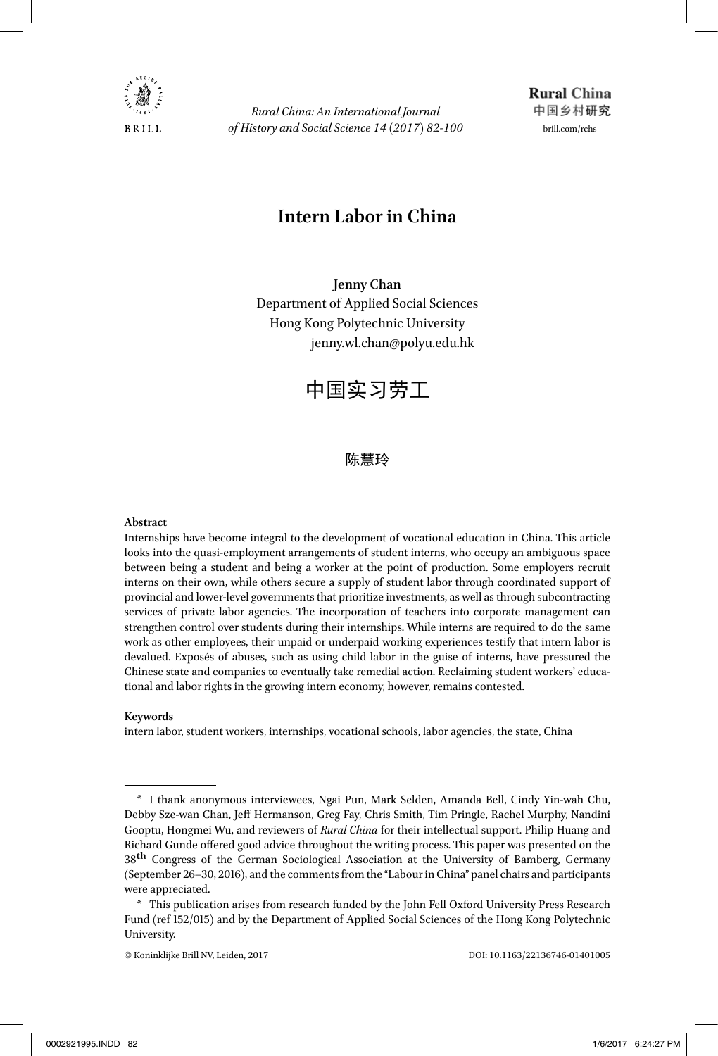# Intern Labor in China

**Jenny Chan**
Department of Applied Social Sciences
Hong Kong Polytechnic University
jenny.wl.chan@polyu.edu.hk

# 中国实习劳工

陈慧玲

---

**Abstract**

Internships have become integral to the development of vocational education in China. This article looks into the quasi-employment arrangements of student interns, who occupy an ambiguous space between being a student and being a worker at the point of production. Some employers recruit interns on their own, while others secure a supply of student labor through coordinated support of provincial and lower-level governments that prioritize investments, as well as through subcontracting services of private labor agencies. The incorporation of teachers into corporate management can strengthen control over students during their internships. While interns are required to do the same work as other employees, their unpaid or underpaid working experiences testify that intern labor is devalued. Exposés of abuses, such as using child labor in the guise of interns, have pressured the Chinese state and companies to eventually take remedial action. Reclaiming student workers' educational and labor rights in the growing intern economy, however, remains contested.

**Keywords**

intern labor, student workers, internships, vocational schools, labor agencies, the state, China

---

\* I thank anonymous interviewees, Ngai Pun, Mark Selden, Amanda Bell, Cindy Yin-wah Chu, Debby Sze-wan Chan, Jeff Hermanson, Greg Fay, Chris Smith, Tim Pringle, Rachel Murphy, Nandini Gooptu, Hongmei Wu, and reviewers of *Rural China* for their intellectual support. Philip Huang and Richard Gunde offered good advice throughout the writing process. This paper was presented on the 38th Congress of the German Sociological Association at the University of Bamberg, Germany (September 26–30, 2016), and the comments from the "Labour in China" panel chairs and participants were appreciated.

\* This publication arises from research funded by the John Fell Oxford University Press Research Fund (ref 152/015) and by the Department of Applied Social Sciences of the Hong Kong Polytechnic University.

© Koninklijke Brill NV, Leiden, 2017 DOI: 10.1163/22136746-01401005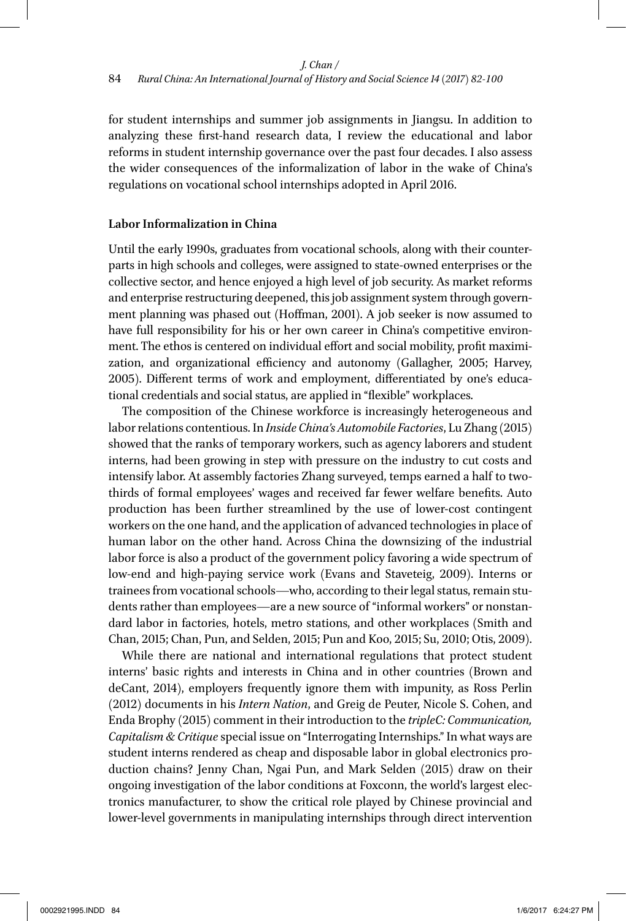for student internships and summer job assignments in Jiangsu. In addition to analyzing these first-hand research data, I review the educational and labor reforms in student internship governance over the past four decades. I also assess the wider consequences of the informalization of labor in the wake of China's regulations on vocational school internships adopted in April 2016.

**Labor Informalization in China**

Until the early 1990s, graduates from vocational schools, along with their counterparts in high schools and colleges, were assigned to state-owned enterprises or the collective sector, and hence enjoyed a high level of job security. As market reforms and enterprise restructuring deepened, this job assignment system through government planning was phased out (Hoffman, 2001). A job seeker is now assumed to have full responsibility for his or her own career in China's competitive environment. The ethos is centered on individual effort and social mobility, profit maximization, and organizational efficiency and autonomy (Gallagher, 2005; Harvey, 2005). Different terms of work and employment, differentiated by one's educational credentials and social status, are applied in "flexible" workplaces.

The composition of the Chinese workforce is increasingly heterogeneous and labor relations contentious. In *Inside China's Automobile Factories*, Lu Zhang (2015) showed that the ranks of temporary workers, such as agency laborers and student interns, had been growing in step with pressure on the industry to cut costs and intensify labor. At assembly factories Zhang surveyed, temps earned a half to two-thirds of formal employees' wages and received far fewer welfare benefits. Auto production has been further streamlined by the use of lower-cost contingent workers on the one hand, and the application of advanced technologies in place of human labor on the other hand. Across China the downsizing of the industrial labor force is also a product of the government policy favoring a wide spectrum of low-end and high-paying service work (Evans and Staveteig, 2009). Interns or trainees from vocational schools—who, according to their legal status, remain students rather than employees—are a new source of "informal workers" or nonstandard labor in factories, hotels, metro stations, and other workplaces (Smith and Chan, 2015; Chan, Pun, and Selden, 2015; Pun and Koo, 2015; Su, 2010; Otis, 2009).

While there are national and international regulations that protect student interns' basic rights and interests in China and in other countries (Brown and deCant, 2014), employers frequently ignore them with impunity, as Ross Perlin (2012) documents in his *Intern Nation*, and Greig de Peuter, Nicole S. Cohen, and Enda Brophy (2015) comment in their introduction to the *tripleC: Communication, Capitalism & Critique* special issue on "Interrogating Internships." In what ways are student interns rendered as cheap and disposable labor in global electronics production chains? Jenny Chan, Ngai Pun, and Mark Selden (2015) draw on their ongoing investigation of the labor conditions at Foxconn, the world's largest electronics manufacturer, to show the critical role played by Chinese provincial and lower-level governments in manipulating internships through direct intervention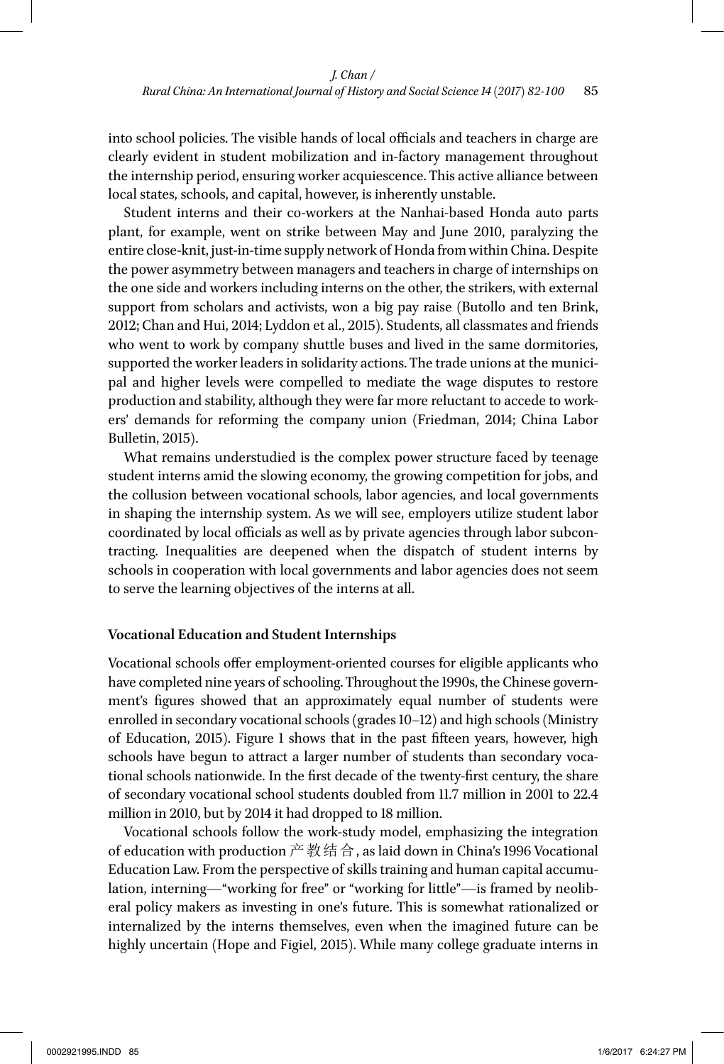into school policies. The visible hands of local officials and teachers in charge are clearly evident in student mobilization and in-factory management throughout the internship period, ensuring worker acquiescence. This active alliance between local states, schools, and capital, however, is inherently unstable.

Student interns and their co-workers at the Nanhai-based Honda auto parts plant, for example, went on strike between May and June 2010, paralyzing the entire close-knit, just-in-time supply network of Honda from within China. Despite the power asymmetry between managers and teachers in charge of internships on the one side and workers including interns on the other, the strikers, with external support from scholars and activists, won a big pay raise (Butollo and ten Brink, 2012; Chan and Hui, 2014; Lyddon et al., 2015). Students, all classmates and friends who went to work by company shuttle buses and lived in the same dormitories, supported the worker leaders in solidarity actions. The trade unions at the municipal and higher levels were compelled to mediate the wage disputes to restore production and stability, although they were far more reluctant to accede to workers' demands for reforming the company union (Friedman, 2014; China Labor Bulletin, 2015).

What remains understudied is the complex power structure faced by teenage student interns amid the slowing economy, the growing competition for jobs, and the collusion between vocational schools, labor agencies, and local governments in shaping the internship system. As we will see, employers utilize student labor coordinated by local officials as well as by private agencies through labor subcontracting. Inequalities are deepened when the dispatch of student interns by schools in cooperation with local governments and labor agencies does not seem to serve the learning objectives of the interns at all.

## Vocational Education and Student Internships

Vocational schools offer employment-oriented courses for eligible applicants who have completed nine years of schooling. Throughout the 1990s, the Chinese government's figures showed that an approximately equal number of students were enrolled in secondary vocational schools (grades 10–12) and high schools (Ministry of Education, 2015). Figure 1 shows that in the past fifteen years, however, high schools have begun to attract a larger number of students than secondary vocational schools nationwide. In the first decade of the twenty-first century, the share of secondary vocational school students doubled from 11.7 million in 2001 to 22.4 million in 2010, but by 2014 it had dropped to 18 million.

Vocational schools follow the work-study model, emphasizing the integration of education with production 产教结合, as laid down in China's 1996 Vocational Education Law. From the perspective of skills training and human capital accumulation, interning—"working for free" or "working for little"—is framed by neoliberal policy makers as investing in one's future. This is somewhat rationalized or internalized by the interns themselves, even when the imagined future can be highly uncertain (Hope and Figiel, 2015). While many college graduate interns in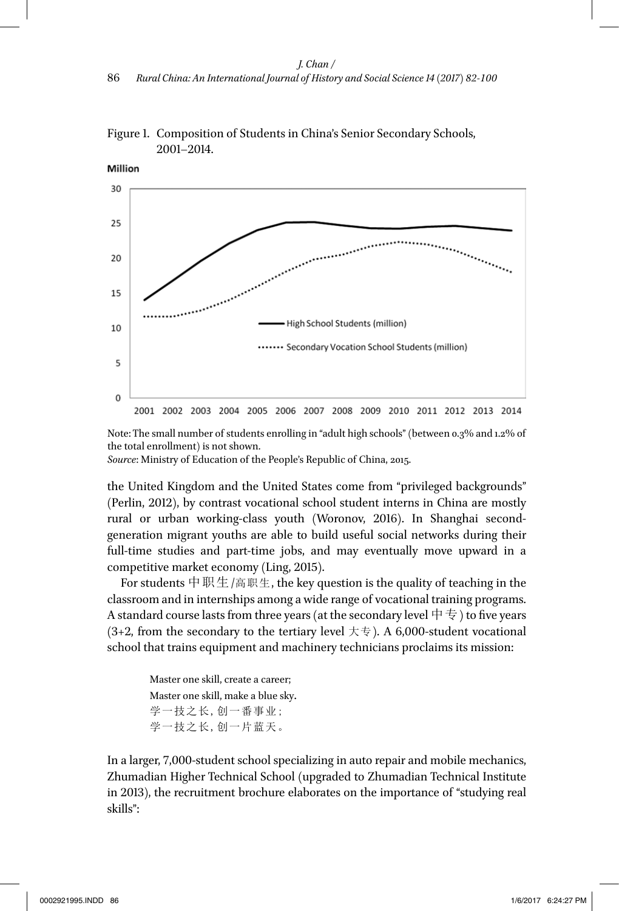Figure 1. Composition of Students in China's Senior Secondary Schools, 2001–2014.

Note: The small number of students enrolling in "adult high schools" (between 0.3% and 1.2% of the total enrollment) is not shown.

*Source*: Ministry of Education of the People's Republic of China, 2015.

the United Kingdom and the United States come from "privileged backgrounds" (Perlin, 2012), by contrast vocational school student interns in China are mostly rural or urban working-class youth (Woronov, 2016). In Shanghai second-generation migrant youths are able to build useful social networks during their full-time studies and part-time jobs, and may eventually move upward in a competitive market economy (Ling, 2015).

For students 中职生/高职生, the key question is the quality of teaching in the classroom and in internships among a wide range of vocational training programs. A standard course lasts from three years (at the secondary level 中专) to five years (3+2, from the secondary to the tertiary level 大专). A 6,000-student vocational school that trains equipment and machinery technicians proclaims its mission:

> Master one skill, create a career;
> Master one skill, make a blue sky.
> 学一技之长, 创一番事业;
> 学一技之长, 创一片蓝天。

In a larger, 7,000-student school specializing in auto repair and mobile mechanics, Zhumadian Higher Technical School (upgraded to Zhumadian Technical Institute in 2013), the recruitment brochure elaborates on the importance of "studying real skills":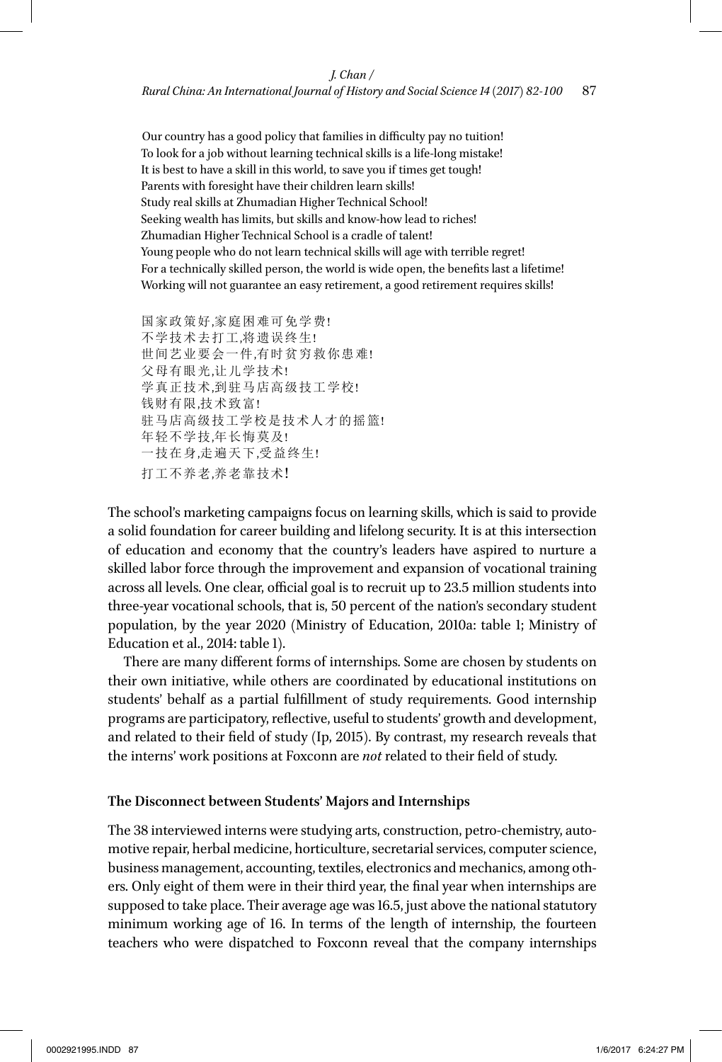Our country has a good policy that families in difficulty pay no tuition!
To look for a job without learning technical skills is a life-long mistake!
It is best to have a skill in this world, to save you if times get tough!
Parents with foresight have their children learn skills!
Study real skills at Zhumadian Higher Technical School!
Seeking wealth has limits, but skills and know-how lead to riches!
Zhumadian Higher Technical School is a cradle of talent!
Young people who do not learn technical skills will age with terrible regret!
For a technically skilled person, the world is wide open, the benefits last a lifetime!
Working will not guarantee an easy retirement, a good retirement requires skills!

国家政策好,家庭困难可免学费!
不学技术去打工,将遗误终生!
世间艺业要会一件,有时贫穷救你患难!
父母有眼光,让儿学技术!
学真正技术,到驻马店高级技工学校!
钱财有限,技术致富!
驻马店高级技工学校是技术人才的摇篮!
年轻不学技,年长悔莫及!
一技在身,走遍天下,受益终生!
打工不养老,养老靠技术!

The school's marketing campaigns focus on learning skills, which is said to provide a solid foundation for career building and lifelong security. It is at this intersection of education and economy that the country's leaders have aspired to nurture a skilled labor force through the improvement and expansion of vocational training across all levels. One clear, official goal is to recruit up to 23.5 million students into three-year vocational schools, that is, 50 percent of the nation's secondary student population, by the year 2020 (Ministry of Education, 2010a: table 1; Ministry of Education et al., 2014: table 1).

There are many different forms of internships. Some are chosen by students on their own initiative, while others are coordinated by educational institutions on students' behalf as a partial fulfillment of study requirements. Good internship programs are participatory, reflective, useful to students' growth and development, and related to their field of study (Ip, 2015). By contrast, my research reveals that the interns' work positions at Foxconn are *not* related to their field of study.

### The Disconnect between Students' Majors and Internships

The 38 interviewed interns were studying arts, construction, petro-chemistry, automotive repair, herbal medicine, horticulture, secretarial services, computer science, business management, accounting, textiles, electronics and mechanics, among others. Only eight of them were in their third year, the final year when internships are supposed to take place. Their average age was 16.5, just above the national statutory minimum working age of 16. In terms of the length of internship, the fourteen teachers who were dispatched to Foxconn reveal that the company internships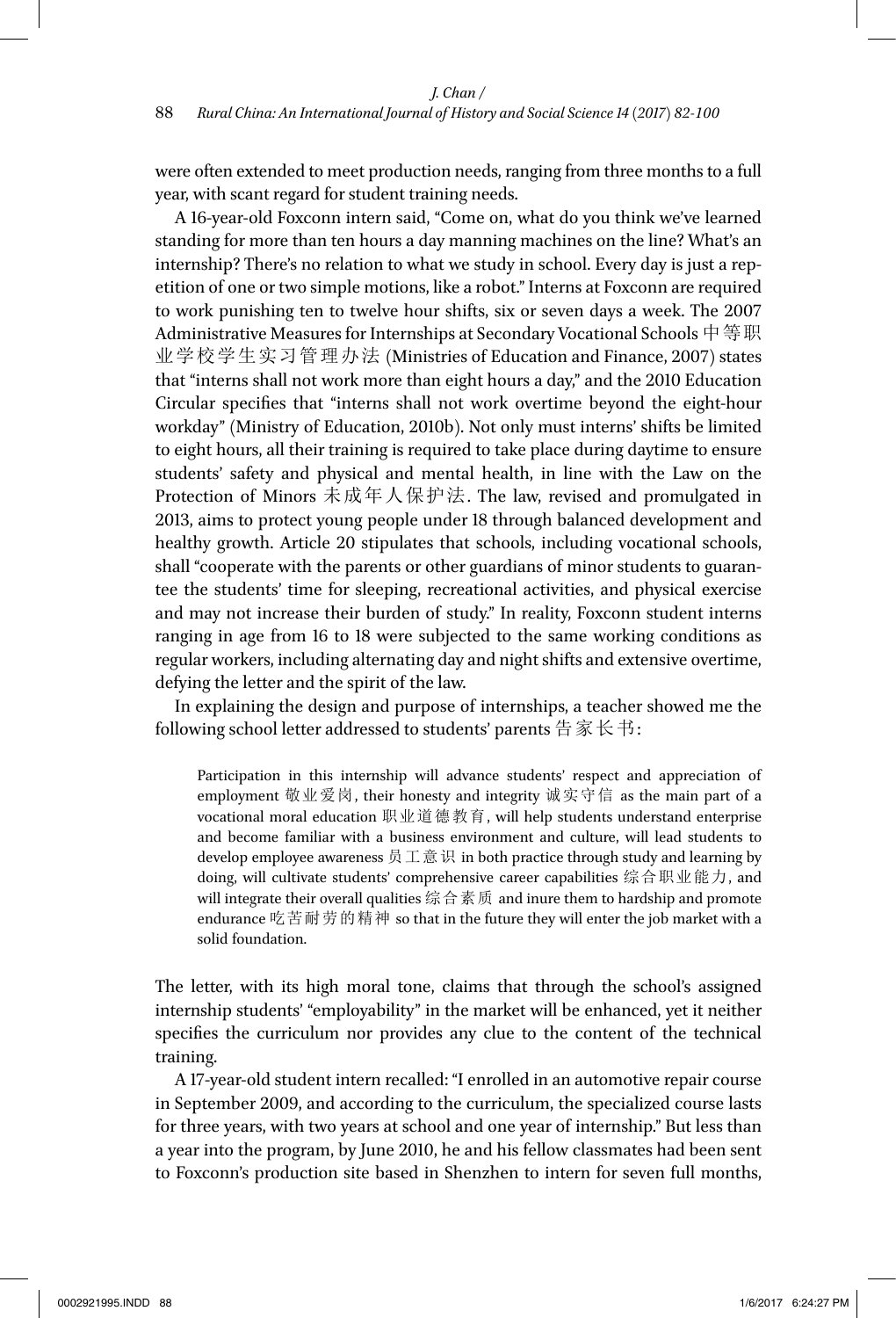were often extended to meet production needs, ranging from three months to a full year, with scant regard for student training needs.

A 16-year-old Foxconn intern said, "Come on, what do you think we've learned standing for more than ten hours a day manning machines on the line? What's an internship? There's no relation to what we study in school. Every day is just a repetition of one or two simple motions, like a robot." Interns at Foxconn are required to work punishing ten to twelve hour shifts, six or seven days a week. The 2007 Administrative Measures for Internships at Secondary Vocational Schools 中等职业学校学生实习管理办法 (Ministries of Education and Finance, 2007) states that "interns shall not work more than eight hours a day," and the 2010 Education Circular specifies that "interns shall not work overtime beyond the eight-hour workday" (Ministry of Education, 2010b). Not only must interns' shifts be limited to eight hours, all their training is required to take place during daytime to ensure students' safety and physical and mental health, in line with the Law on the Protection of Minors 未成年人保护法. The law, revised and promulgated in 2013, aims to protect young people under 18 through balanced development and healthy growth. Article 20 stipulates that schools, including vocational schools, shall "cooperate with the parents or other guardians of minor students to guarantee the students' time for sleeping, recreational activities, and physical exercise and may not increase their burden of study." In reality, Foxconn student interns ranging in age from 16 to 18 were subjected to the same working conditions as regular workers, including alternating day and night shifts and extensive overtime, defying the letter and the spirit of the law.

In explaining the design and purpose of internships, a teacher showed me the following school letter addressed to students' parents 告家长书:

> Participation in this internship will advance students' respect and appreciation of employment 敬业爱岗, their honesty and integrity 诚实守信 as the main part of a vocational moral education 职业道德教育, will help students understand enterprise and become familiar with a business environment and culture, will lead students to develop employee awareness 员工意识 in both practice through study and learning by doing, will cultivate students' comprehensive career capabilities 综合职业能力, and will integrate their overall qualities 综合素质 and inure them to hardship and promote endurance 吃苦耐劳的精神 so that in the future they will enter the job market with a solid foundation.

The letter, with its high moral tone, claims that through the school's assigned internship students' "employability" in the market will be enhanced, yet it neither specifies the curriculum nor provides any clue to the content of the technical training.

A 17-year-old student intern recalled: "I enrolled in an automotive repair course in September 2009, and according to the curriculum, the specialized course lasts for three years, with two years at school and one year of internship." But less than a year into the program, by June 2010, he and his fellow classmates had been sent to Foxconn's production site based in Shenzhen to intern for seven full months,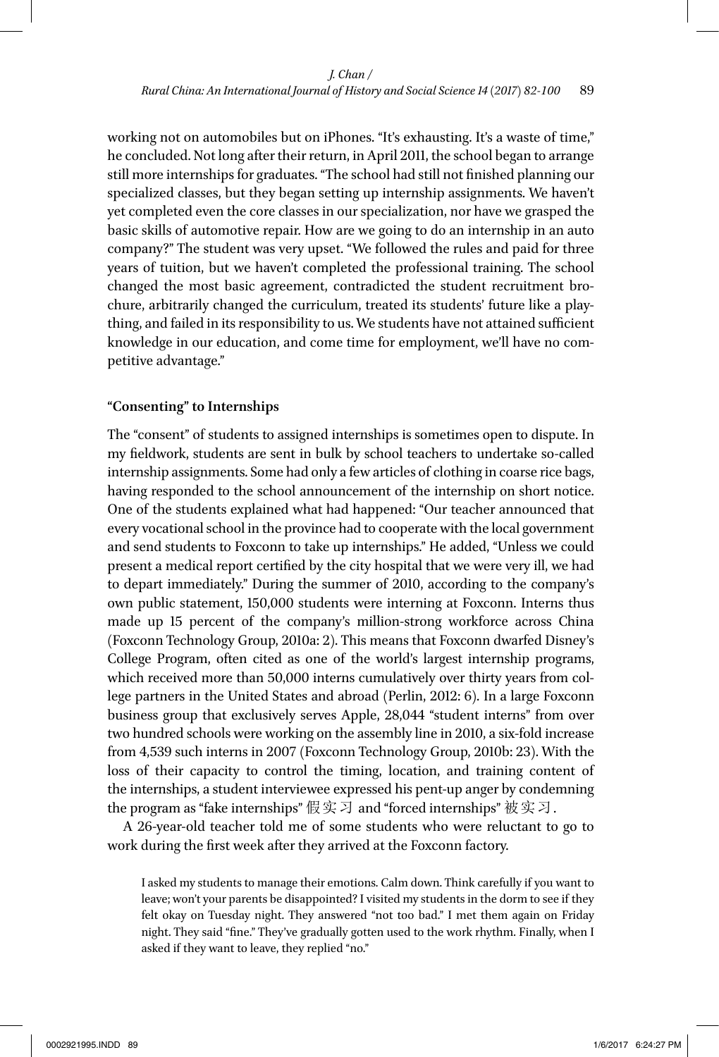working not on automobiles but on iPhones. "It's exhausting. It's a waste of time," he concluded. Not long after their return, in April 2011, the school began to arrange still more internships for graduates. "The school had still not finished planning our specialized classes, but they began setting up internship assignments. We haven't yet completed even the core classes in our specialization, nor have we grasped the basic skills of automotive repair. How are we going to do an internship in an auto company?" The student was very upset. "We followed the rules and paid for three years of tuition, but we haven't completed the professional training. The school changed the most basic agreement, contradicted the student recruitment brochure, arbitrarily changed the curriculum, treated its students' future like a plaything, and failed in its responsibility to us. We students have not attained sufficient knowledge in our education, and come time for employment, we'll have no competitive advantage."

### "Consenting" to Internships

The "consent" of students to assigned internships is sometimes open to dispute. In my fieldwork, students are sent in bulk by school teachers to undertake so-called internship assignments. Some had only a few articles of clothing in coarse rice bags, having responded to the school announcement of the internship on short notice. One of the students explained what had happened: "Our teacher announced that every vocational school in the province had to cooperate with the local government and send students to Foxconn to take up internships." He added, "Unless we could present a medical report certified by the city hospital that we were very ill, we had to depart immediately." During the summer of 2010, according to the company's own public statement, 150,000 students were interning at Foxconn. Interns thus made up 15 percent of the company's million-strong workforce across China (Foxconn Technology Group, 2010a: 2). This means that Foxconn dwarfed Disney's College Program, often cited as one of the world's largest internship programs, which received more than 50,000 interns cumulatively over thirty years from college partners in the United States and abroad (Perlin, 2012: 6). In a large Foxconn business group that exclusively serves Apple, 28,044 "student interns" from over two hundred schools were working on the assembly line in 2010, a six-fold increase from 4,539 such interns in 2007 (Foxconn Technology Group, 2010b: 23). With the loss of their capacity to control the timing, location, and training content of the internships, a student interviewee expressed his pent-up anger by condemning the program as "fake internships" 假实习 and "forced internships" 被实习.

A 26-year-old teacher told me of some students who were reluctant to go to work during the first week after they arrived at the Foxconn factory.

> I asked my students to manage their emotions. Calm down. Think carefully if you want to leave; won't your parents be disappointed? I visited my students in the dorm to see if they felt okay on Tuesday night. They answered "not too bad." I met them again on Friday night. They said "fine." They've gradually gotten used to the work rhythm. Finally, when I asked if they want to leave, they replied "no."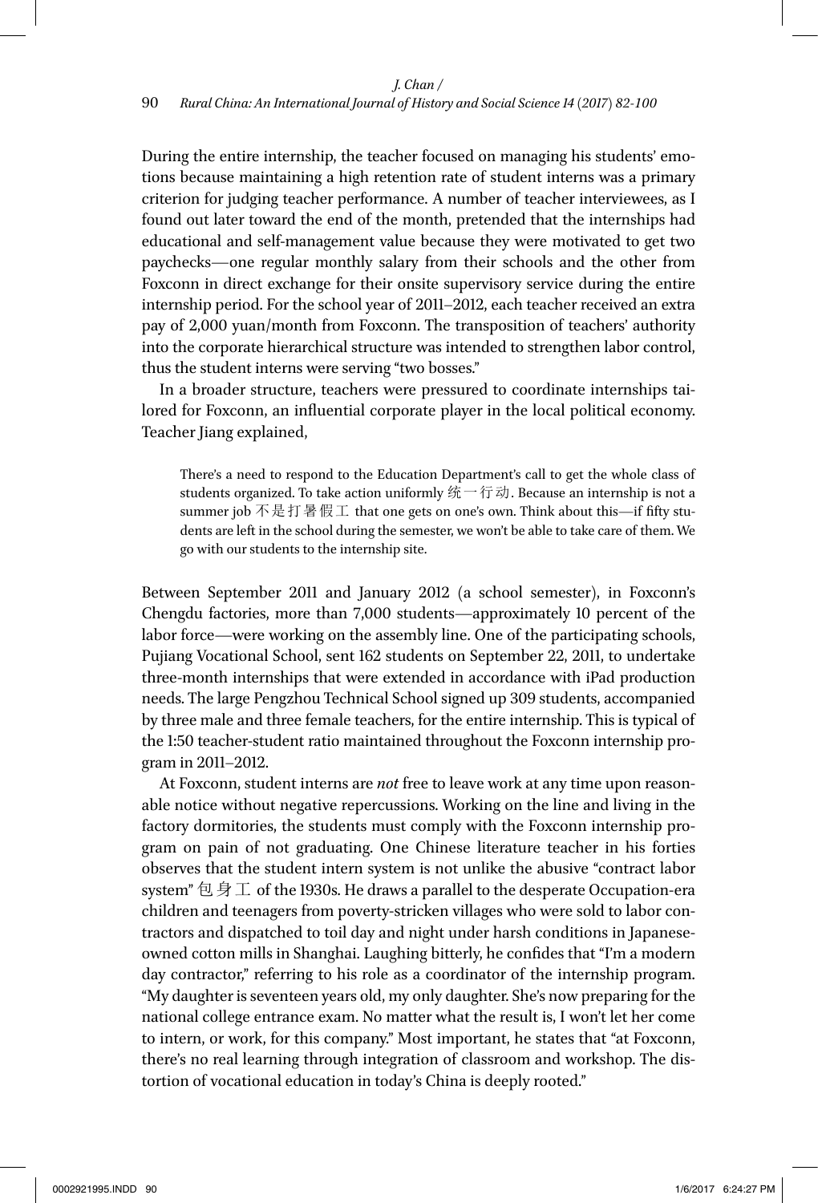During the entire internship, the teacher focused on managing his students' emotions because maintaining a high retention rate of student interns was a primary criterion for judging teacher performance. A number of teacher interviewees, as I found out later toward the end of the month, pretended that the internships had educational and self-management value because they were motivated to get two paychecks—one regular monthly salary from their schools and the other from Foxconn in direct exchange for their onsite supervisory service during the entire internship period. For the school year of 2011–2012, each teacher received an extra pay of 2,000 yuan/month from Foxconn. The transposition of teachers' authority into the corporate hierarchical structure was intended to strengthen labor control, thus the student interns were serving "two bosses."

In a broader structure, teachers were pressured to coordinate internships tailored for Foxconn, an influential corporate player in the local political economy. Teacher Jiang explained,

> There's a need to respond to the Education Department's call to get the whole class of students organized. To take action uniformly 统一行动. Because an internship is not a summer job 不是打暑假工 that one gets on one's own. Think about this—if fifty students are left in the school during the semester, we won't be able to take care of them. We go with our students to the internship site.

Between September 2011 and January 2012 (a school semester), in Foxconn's Chengdu factories, more than 7,000 students—approximately 10 percent of the labor force—were working on the assembly line. One of the participating schools, Pujiang Vocational School, sent 162 students on September 22, 2011, to undertake three-month internships that were extended in accordance with iPad production needs. The large Pengzhou Technical School signed up 309 students, accompanied by three male and three female teachers, for the entire internship. This is typical of the 1:50 teacher-student ratio maintained throughout the Foxconn internship program in 2011–2012.

At Foxconn, student interns are *not* free to leave work at any time upon reasonable notice without negative repercussions. Working on the line and living in the factory dormitories, the students must comply with the Foxconn internship program on pain of not graduating. One Chinese literature teacher in his forties observes that the student intern system is not unlike the abusive "contract labor system" 包身工 of the 1930s. He draws a parallel to the desperate Occupation-era children and teenagers from poverty-stricken villages who were sold to labor contractors and dispatched to toil day and night under harsh conditions in Japanese-owned cotton mills in Shanghai. Laughing bitterly, he confides that "I'm a modern day contractor," referring to his role as a coordinator of the internship program. "My daughter is seventeen years old, my only daughter. She's now preparing for the national college entrance exam. No matter what the result is, I won't let her come to intern, or work, for this company." Most important, he states that "at Foxconn, there's no real learning through integration of classroom and workshop. The distortion of vocational education in today's China is deeply rooted."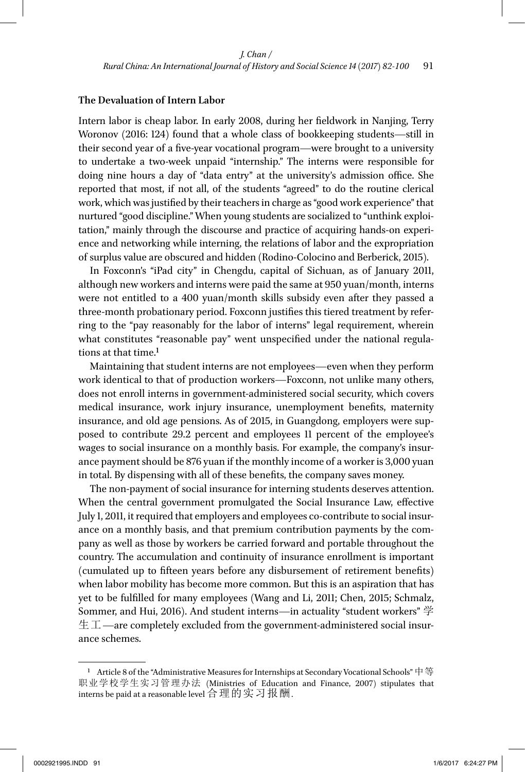## The Devaluation of Intern Labor

Intern labor is cheap labor. In early 2008, during her fieldwork in Nanjing, Terry Woronov (2016: 124) found that a whole class of bookkeeping students—still in their second year of a five-year vocational program—were brought to a university to undertake a two-week unpaid "internship." The interns were responsible for doing nine hours a day of "data entry" at the university's admission office. She reported that most, if not all, of the students "agreed" to do the routine clerical work, which was justified by their teachers in charge as "good work experience" that nurtured "good discipline." When young students are socialized to "unthink exploitation," mainly through the discourse and practice of acquiring hands-on experience and networking while interning, the relations of labor and the expropriation of surplus value are obscured and hidden (Rodino-Colocino and Berberick, 2015).

In Foxconn's "iPad city" in Chengdu, capital of Sichuan, as of January 2011, although new workers and interns were paid the same at 950 yuan/month, interns were not entitled to a 400 yuan/month skills subsidy even after they passed a three-month probationary period. Foxconn justifies this tiered treatment by referring to the "pay reasonably for the labor of interns" legal requirement, wherein what constitutes "reasonable pay" went unspecified under the national regulations at that time.[1]

Maintaining that student interns are not employees—even when they perform work identical to that of production workers—Foxconn, not unlike many others, does not enroll interns in government-administered social security, which covers medical insurance, work injury insurance, unemployment benefits, maternity insurance, and old age pensions. As of 2015, in Guangdong, employers were supposed to contribute 29.2 percent and employees 11 percent of the employee's wages to social insurance on a monthly basis. For example, the company's insurance payment should be 876 yuan if the monthly income of a worker is 3,000 yuan in total. By dispensing with all of these benefits, the company saves money.

The non-payment of social insurance for interning students deserves attention. When the central government promulgated the Social Insurance Law, effective July 1, 2011, it required that employers and employees co-contribute to social insurance on a monthly basis, and that premium contribution payments by the company as well as those by workers be carried forward and portable throughout the country. The accumulation and continuity of insurance enrollment is important (cumulated up to fifteen years before any disbursement of retirement benefits) when labor mobility has become more common. But this is an aspiration that has yet to be fulfilled for many employees (Wang and Li, 2011; Chen, 2015; Schmalz, Sommer, and Hui, 2016). And student interns—in actuality "student workers" 学生工—are completely excluded from the government-administered social insurance schemes.

---

[1] Article 8 of the "Administrative Measures for Internships at Secondary Vocational Schools" 中等职业学校学生实习管理办法 (Ministries of Education and Finance, 2007) stipulates that interns be paid at a reasonable level 合理的实习报酬.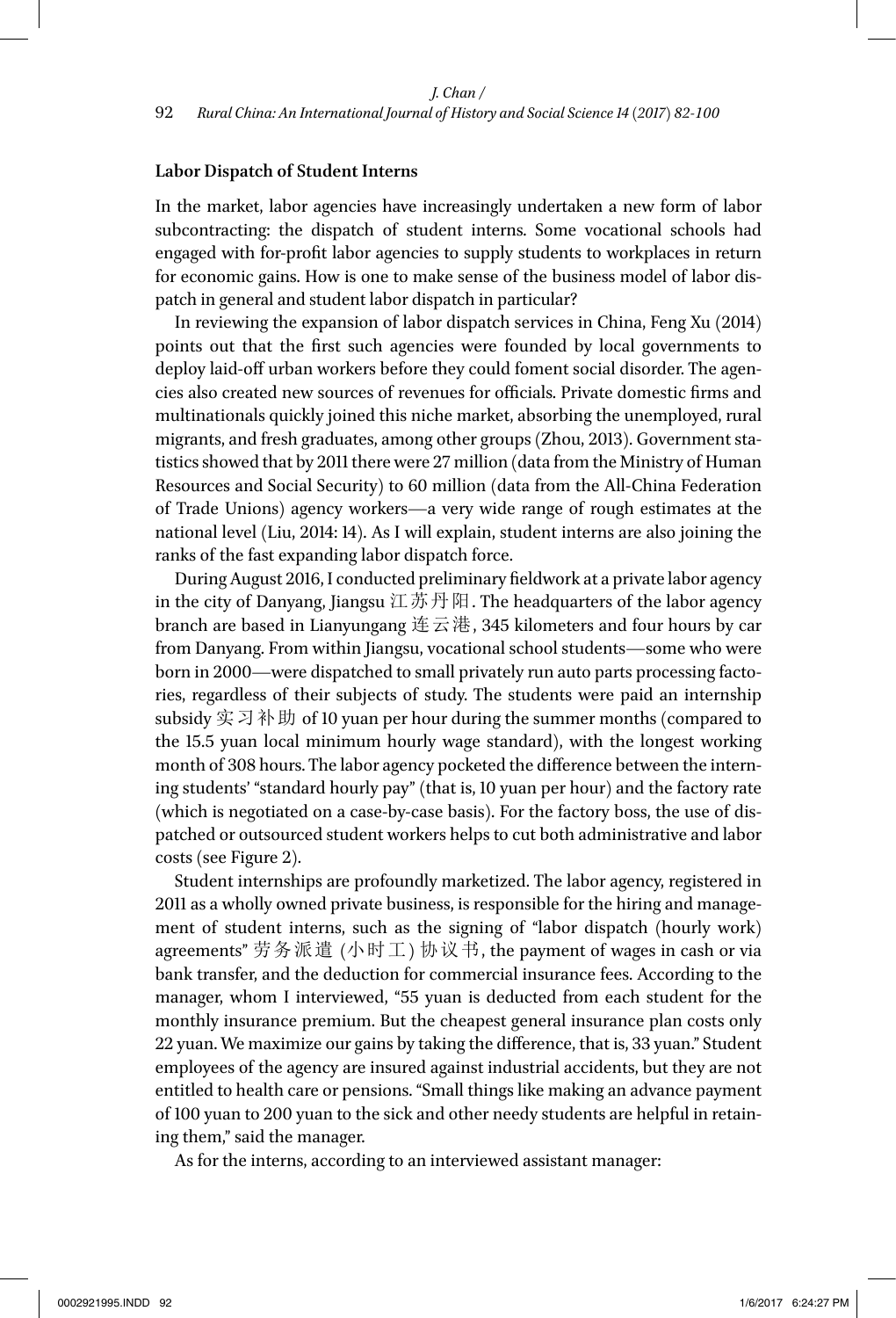**Labor Dispatch of Student Interns**

In the market, labor agencies have increasingly undertaken a new form of labor subcontracting: the dispatch of student interns. Some vocational schools had engaged with for-profit labor agencies to supply students to workplaces in return for economic gains. How is one to make sense of the business model of labor dispatch in general and student labor dispatch in particular?

In reviewing the expansion of labor dispatch services in China, Feng Xu (2014) points out that the first such agencies were founded by local governments to deploy laid-off urban workers before they could foment social disorder. The agencies also created new sources of revenues for officials. Private domestic firms and multinationals quickly joined this niche market, absorbing the unemployed, rural migrants, and fresh graduates, among other groups (Zhou, 2013). Government statistics showed that by 2011 there were 27 million (data from the Ministry of Human Resources and Social Security) to 60 million (data from the All-China Federation of Trade Unions) agency workers—a very wide range of rough estimates at the national level (Liu, 2014: 14). As I will explain, student interns are also joining the ranks of the fast expanding labor dispatch force.

During August 2016, I conducted preliminary fieldwork at a private labor agency in the city of Danyang, Jiangsu 江苏丹阳. The headquarters of the labor agency branch are based in Lianyungang 连云港, 345 kilometers and four hours by car from Danyang. From within Jiangsu, vocational school students—some who were born in 2000—were dispatched to small privately run auto parts processing factories, regardless of their subjects of study. The students were paid an internship subsidy 实习补助 of 10 yuan per hour during the summer months (compared to the 15.5 yuan local minimum hourly wage standard), with the longest working month of 308 hours. The labor agency pocketed the difference between the interning students' "standard hourly pay" (that is, 10 yuan per hour) and the factory rate (which is negotiated on a case-by-case basis). For the factory boss, the use of dispatched or outsourced student workers helps to cut both administrative and labor costs (see Figure 2).

Student internships are profoundly marketized. The labor agency, registered in 2011 as a wholly owned private business, is responsible for the hiring and management of student interns, such as the signing of "labor dispatch (hourly work) agreements" 劳务派遣 (小时工) 协议书, the payment of wages in cash or via bank transfer, and the deduction for commercial insurance fees. According to the manager, whom I interviewed, "55 yuan is deducted from each student for the monthly insurance premium. But the cheapest general insurance plan costs only 22 yuan. We maximize our gains by taking the difference, that is, 33 yuan." Student employees of the agency are insured against industrial accidents, but they are not entitled to health care or pensions. "Small things like making an advance payment of 100 yuan to 200 yuan to the sick and other needy students are helpful in retaining them," said the manager.

As for the interns, according to an interviewed assistant manager: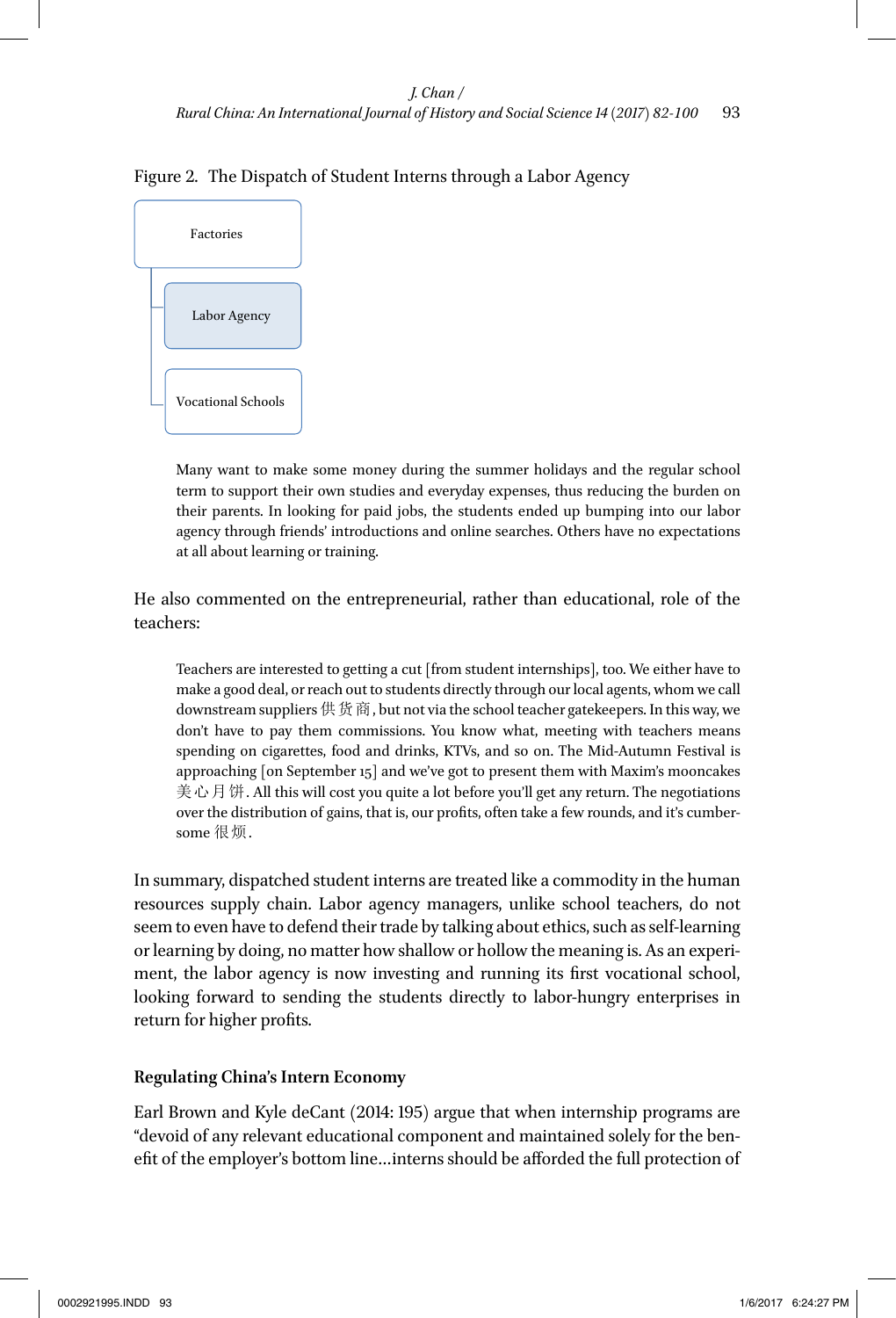Figure 2. The Dispatch of Student Interns through a Labor Agency

Factories

Labor Agency

Vocational Schools

> Many want to make some money during the summer holidays and the regular school term to support their own studies and everyday expenses, thus reducing the burden on their parents. In looking for paid jobs, the students ended up bumping into our labor agency through friends' introductions and online searches. Others have no expectations at all about learning or training.

He also commented on the entrepreneurial, rather than educational, role of the teachers:

> Teachers are interested to getting a cut [from student internships], too. We either have to make a good deal, or reach out to students directly through our local agents, whom we call downstream suppliers 供货商, but not via the school teacher gatekeepers. In this way, we don't have to pay them commissions. You know what, meeting with teachers means spending on cigarettes, food and drinks, KTVs, and so on. The Mid-Autumn Festival is approaching [on September 15] and we've got to present them with Maxim's mooncakes 美心月饼. All this will cost you quite a lot before you'll get any return. The negotiations over the distribution of gains, that is, our profits, often take a few rounds, and it's cumbersome 很烦.

In summary, dispatched student interns are treated like a commodity in the human resources supply chain. Labor agency managers, unlike school teachers, do not seem to even have to defend their trade by talking about ethics, such as self-learning or learning by doing, no matter how shallow or hollow the meaning is. As an experiment, the labor agency is now investing and running its first vocational school, looking forward to sending the students directly to labor-hungry enterprises in return for higher profits.

### Regulating China's Intern Economy

Earl Brown and Kyle deCant (2014: 195) argue that when internship programs are "devoid of any relevant educational component and maintained solely for the benefit of the employer's bottom line…interns should be afforded the full protection of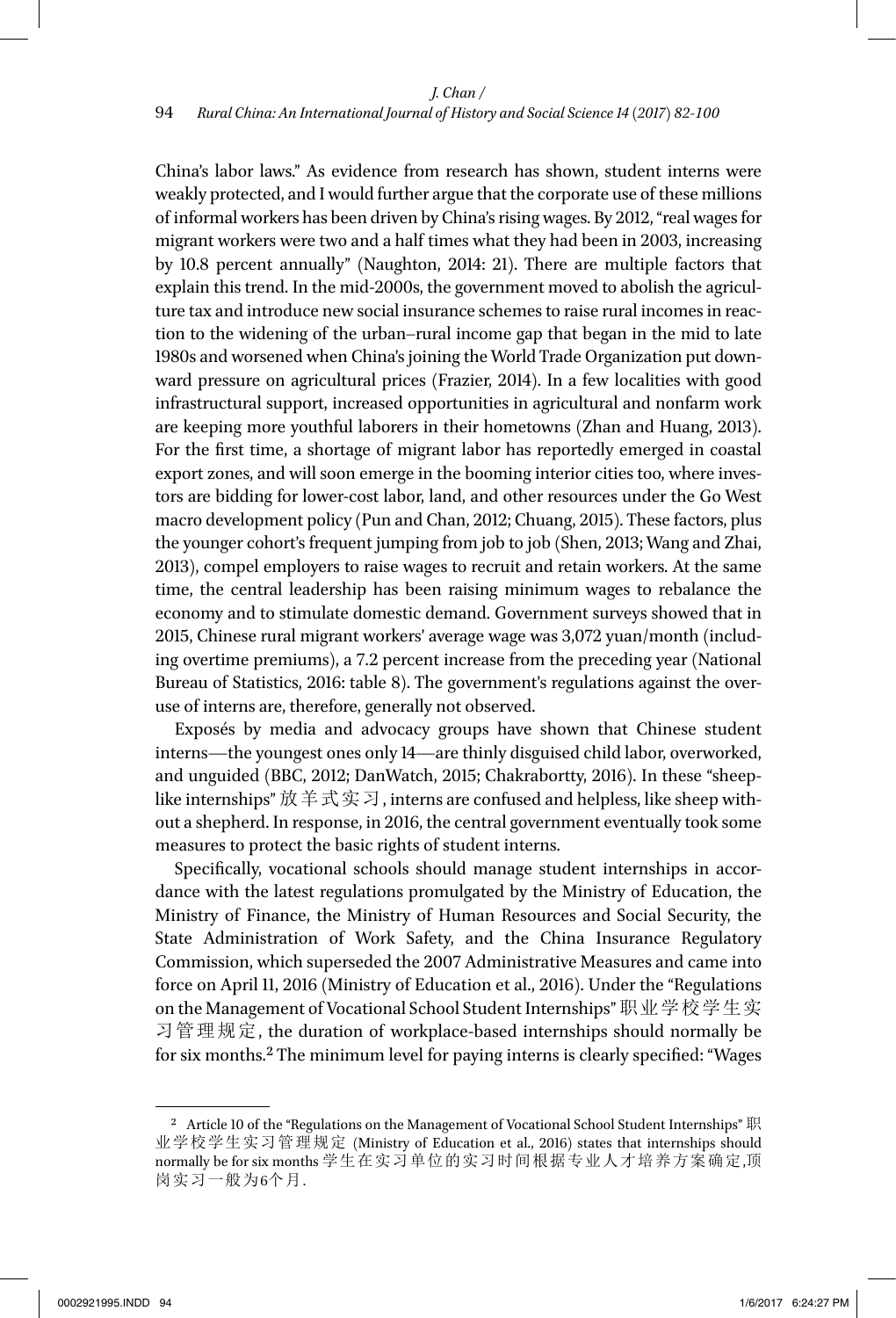China's labor laws." As evidence from research has shown, student interns were weakly protected, and I would further argue that the corporate use of these millions of informal workers has been driven by China's rising wages. By 2012, "real wages for migrant workers were two and a half times what they had been in 2003, increasing by 10.8 percent annually" (Naughton, 2014: 21). There are multiple factors that explain this trend. In the mid-2000s, the government moved to abolish the agriculture tax and introduce new social insurance schemes to raise rural incomes in reaction to the widening of the urban–rural income gap that began in the mid to late 1980s and worsened when China's joining the World Trade Organization put downward pressure on agricultural prices (Frazier, 2014). In a few localities with good infrastructural support, increased opportunities in agricultural and nonfarm work are keeping more youthful laborers in their hometowns (Zhan and Huang, 2013). For the first time, a shortage of migrant labor has reportedly emerged in coastal export zones, and will soon emerge in the booming interior cities too, where investors are bidding for lower-cost labor, land, and other resources under the Go West macro development policy (Pun and Chan, 2012; Chuang, 2015). These factors, plus the younger cohort's frequent jumping from job to job (Shen, 2013; Wang and Zhai, 2013), compel employers to raise wages to recruit and retain workers. At the same time, the central leadership has been raising minimum wages to rebalance the economy and to stimulate domestic demand. Government surveys showed that in 2015, Chinese rural migrant workers' average wage was 3,072 yuan/month (including overtime premiums), a 7.2 percent increase from the preceding year (National Bureau of Statistics, 2016: table 8). The government's regulations against the overuse of interns are, therefore, generally not observed.

Exposés by media and advocacy groups have shown that Chinese student interns—the youngest ones only 14—are thinly disguised child labor, overworked, and unguided (BBC, 2012; DanWatch, 2015; Chakrabortty, 2016). In these "sheep-like internships" 放羊式实习, interns are confused and helpless, like sheep without a shepherd. In response, in 2016, the central government eventually took some measures to protect the basic rights of student interns.

Specifically, vocational schools should manage student internships in accordance with the latest regulations promulgated by the Ministry of Education, the Ministry of Finance, the Ministry of Human Resources and Social Security, the State Administration of Work Safety, and the China Insurance Regulatory Commission, which superseded the 2007 Administrative Measures and came into force on April 11, 2016 (Ministry of Education et al., 2016). Under the "Regulations on the Management of Vocational School Student Internships" 职业学校学生实习管理规定, the duration of workplace-based internships should normally be for six months.[2] The minimum level for paying interns is clearly specified: "Wages

[2] Article 10 of the "Regulations on the Management of Vocational School Student Internships" 职业学校学生实习管理规定 (Ministry of Education et al., 2016) states that internships should normally be for six months 学生在实习单位的实习时间根据专业人才培养方案确定,顶岗实习一般为6个月.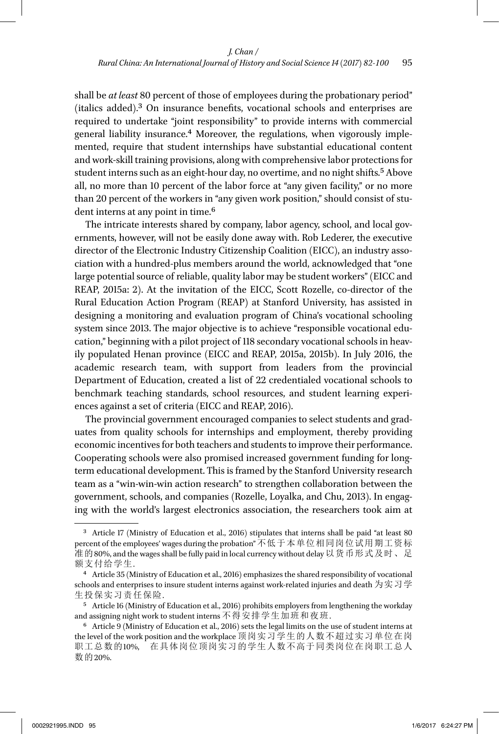shall be *at least* 80 percent of those of employees during the probationary period" (italics added).[3] On insurance benefits, vocational schools and enterprises are required to undertake "joint responsibility" to provide interns with commercial general liability insurance.[4] Moreover, the regulations, when vigorously implemented, require that student internships have substantial educational content and work-skill training provisions, along with comprehensive labor protections for student interns such as an eight-hour day, no overtime, and no night shifts.[5] Above all, no more than 10 percent of the labor force at "any given facility," or no more than 20 percent of the workers in "any given work position," should consist of student interns at any point in time.[6]

The intricate interests shared by company, labor agency, school, and local governments, however, will not be easily done away with. Rob Lederer, the executive director of the Electronic Industry Citizenship Coalition (EICC), an industry association with a hundred-plus members around the world, acknowledged that "one large potential source of reliable, quality labor may be student workers" (EICC and REAP, 2015a: 2). At the invitation of the EICC, Scott Rozelle, co-director of the Rural Education Action Program (REAP) at Stanford University, has assisted in designing a monitoring and evaluation program of China's vocational schooling system since 2013. The major objective is to achieve "responsible vocational education," beginning with a pilot project of 118 secondary vocational schools in heavily populated Henan province (EICC and REAP, 2015a, 2015b). In July 2016, the academic research team, with support from leaders from the provincial Department of Education, created a list of 22 credentialed vocational schools to benchmark teaching standards, school resources, and student learning experiences against a set of criteria (EICC and REAP, 2016).

The provincial government encouraged companies to select students and graduates from quality schools for internships and employment, thereby providing economic incentives for both teachers and students to improve their performance. Cooperating schools were also promised increased government funding for long-term educational development. This is framed by the Stanford University research team as a "win-win-win action research" to strengthen collaboration between the government, schools, and companies (Rozelle, Loyalka, and Chu, 2013). In engaging with the world's largest electronics association, the researchers took aim at

---

[3] Article 17 (Ministry of Education et al., 2016) stipulates that interns shall be paid "at least 80 percent of the employees' wages during the probation" 不低于本单位相同岗位试用期工资标准的80%, and the wages shall be fully paid in local currency without delay 以货币形式及时、足额支付给学生.

[4] Article 35 (Ministry of Education et al., 2016) emphasizes the shared responsibility of vocational schools and enterprises to insure student interns against work-related injuries and death 为实习学生投保实习责任保险.

[5] Article 16 (Ministry of Education et al., 2016) prohibits employers from lengthening the workday and assigning night work to student interns 不得安排学生加班和夜班.

[6] Article 9 (Ministry of Education et al., 2016) sets the legal limits on the use of student interns at the level of the work position and the workplace 顶岗实习学生的人数不超过实习单位在岗职工总数的10%, 在具体岗位顶岗实习的学生人数不高于同类岗位在岗职工总人数的20%.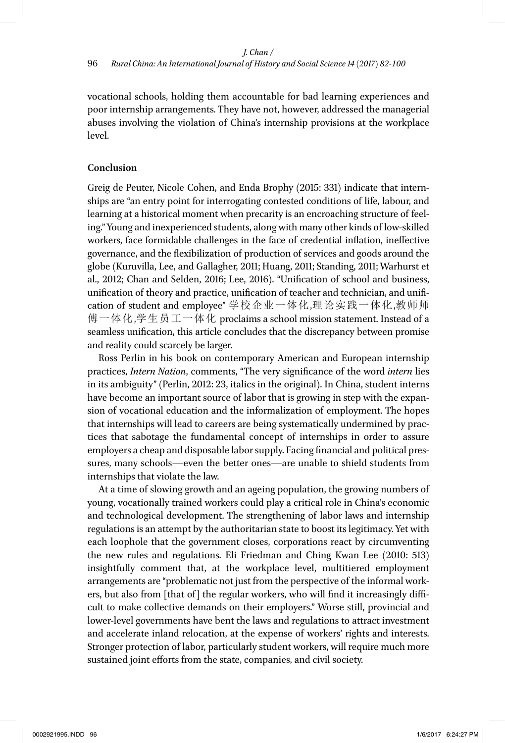vocational schools, holding them accountable for bad learning experiences and poor internship arrangements. They have not, however, addressed the managerial abuses involving the violation of China's internship provisions at the workplace level.

## Conclusion

Greig de Peuter, Nicole Cohen, and Enda Brophy (2015: 331) indicate that internships are "an entry point for interrogating contested conditions of life, labour, and learning at a historical moment when precarity is an encroaching structure of feeling." Young and inexperienced students, along with many other kinds of low-skilled workers, face formidable challenges in the face of credential inflation, ineffective governance, and the flexibilization of production of services and goods around the globe (Kuruvilla, Lee, and Gallagher, 2011; Huang, 2011; Standing, 2011; Warhurst et al., 2012; Chan and Selden, 2016; Lee, 2016). "Unification of school and business, unification of theory and practice, unification of teacher and technician, and unification of student and employee" 学校企业一体化,理论实践一体化,教师师傅一体化,学生员工一体化 proclaims a school mission statement. Instead of a seamless unification, this article concludes that the discrepancy between promise and reality could scarcely be larger.

Ross Perlin in his book on contemporary American and European internship practices, *Intern Nation*, comments, "The very significance of the word *intern* lies in its ambiguity" (Perlin, 2012: 23, italics in the original). In China, student interns have become an important source of labor that is growing in step with the expansion of vocational education and the informalization of employment. The hopes that internships will lead to careers are being systematically undermined by practices that sabotage the fundamental concept of internships in order to assure employers a cheap and disposable labor supply. Facing financial and political pressures, many schools—even the better ones—are unable to shield students from internships that violate the law.

At a time of slowing growth and an ageing population, the growing numbers of young, vocationally trained workers could play a critical role in China's economic and technological development. The strengthening of labor laws and internship regulations is an attempt by the authoritarian state to boost its legitimacy. Yet with each loophole that the government closes, corporations react by circumventing the new rules and regulations. Eli Friedman and Ching Kwan Lee (2010: 513) insightfully comment that, at the workplace level, multitiered employment arrangements are "problematic not just from the perspective of the informal workers, but also from [that of] the regular workers, who will find it increasingly difficult to make collective demands on their employers." Worse still, provincial and lower-level governments have bent the laws and regulations to attract investment and accelerate inland relocation, at the expense of workers' rights and interests. Stronger protection of labor, particularly student workers, will require much more sustained joint efforts from the state, companies, and civil society.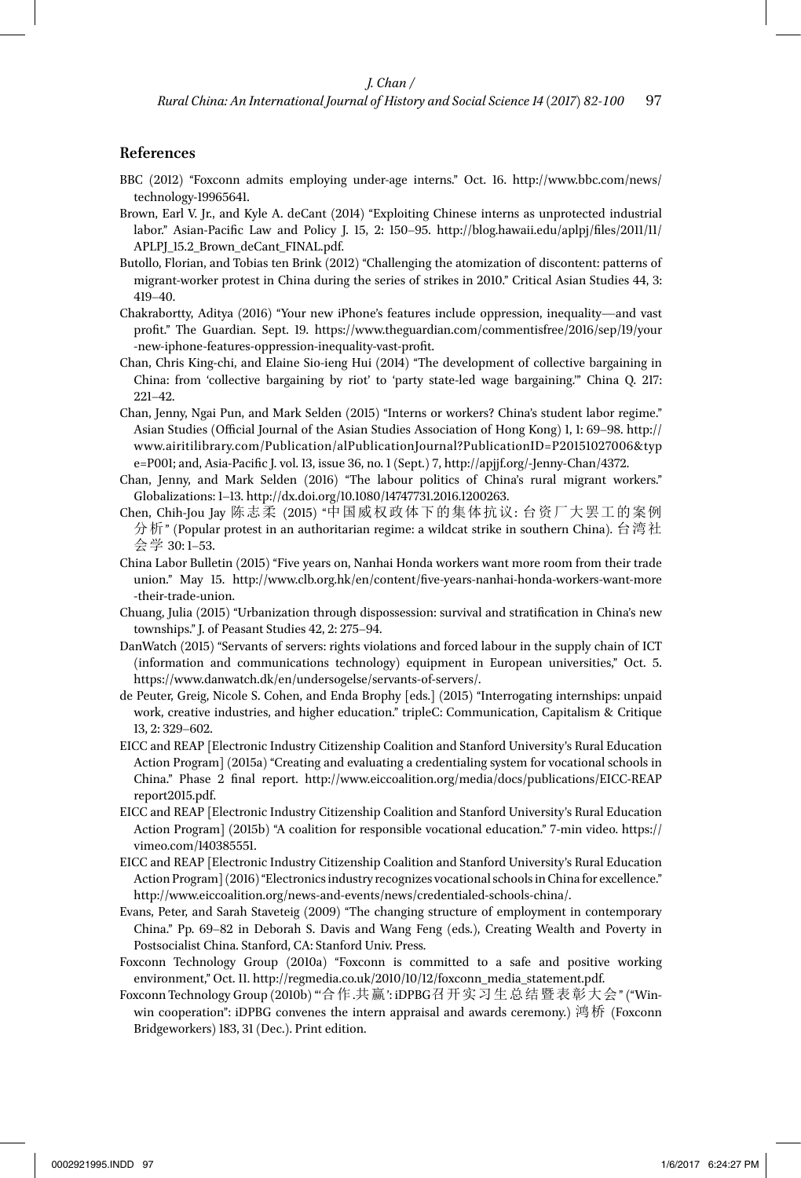## References

BBC (2012) "Foxconn admits employing under-age interns." Oct. 16. http://www.bbc.com/news/technology-19965641.

Brown, Earl V. Jr., and Kyle A. deCant (2014) "Exploiting Chinese interns as unprotected industrial labor." Asian-Pacific Law and Policy J. 15, 2: 150–95. http://blog.hawaii.edu/aplpj/files/2011/11/APLPJ_15.2_Brown_deCant_FINAL.pdf.

Butollo, Florian, and Tobias ten Brink (2012) "Challenging the atomization of discontent: patterns of migrant-worker protest in China during the series of strikes in 2010." Critical Asian Studies 44, 3: 419–40.

Chakrabortty, Aditya (2016) "Your new iPhone's features include oppression, inequality—and vast profit." The Guardian. Sept. 19. https://www.theguardian.com/commentisfree/2016/sep/19/your-new-iphone-features-oppression-inequality-vast-profit.

Chan, Chris King-chi, and Elaine Sio-ieng Hui (2014) "The development of collective bargaining in China: from 'collective bargaining by riot' to 'party state-led wage bargaining.'" China Q. 217: 221–42.

Chan, Jenny, Ngai Pun, and Mark Selden (2015) "Interns or workers? China's student labor regime." Asian Studies (Official Journal of the Asian Studies Association of Hong Kong) 1, 1: 69–98. http://www.airitilibrary.com/Publication/alPublicationJournal?PublicationID=P20151027006&type=P001; and, Asia-Pacific J. vol. 13, issue 36, no. 1 (Sept.) 7, http://apjjf.org/-Jenny-Chan/4372.

Chan, Jenny, and Mark Selden (2016) "The labour politics of China's rural migrant workers." Globalizations: 1–13. http://dx.doi.org/10.1080/14747731.2016.1200263.

Chen, Chih-Jou Jay 陈志柔 (2015) "中国威权政体下的集体抗议: 台资厂大罢工的案例分析" (Popular protest in an authoritarian regime: a wildcat strike in southern China). 台湾社会学 30: 1–53.

China Labor Bulletin (2015) "Five years on, Nanhai Honda workers want more room from their trade union." May 15. http://www.clb.org.hk/en/content/five-years-nanhai-honda-workers-want-more-their-trade-union.

Chuang, Julia (2015) "Urbanization through dispossession: survival and stratification in China's new townships." J. of Peasant Studies 42, 2: 275–94.

DanWatch (2015) "Servants of servers: rights violations and forced labour in the supply chain of ICT (information and communications technology) equipment in European universities," Oct. 5. https://www.danwatch.dk/en/undersogelse/servants-of-servers/.

de Peuter, Greig, Nicole S. Cohen, and Enda Brophy [eds.] (2015) "Interrogating internships: unpaid work, creative industries, and higher education." tripleC: Communication, Capitalism & Critique 13, 2: 329–602.

EICC and REAP [Electronic Industry Citizenship Coalition and Stanford University's Rural Education Action Program] (2015a) "Creating and evaluating a credentialing system for vocational schools in China." Phase 2 final report. http://www.eiccoalition.org/media/docs/publications/EICC-REAPreport2015.pdf.

EICC and REAP [Electronic Industry Citizenship Coalition and Stanford University's Rural Education Action Program] (2015b) "A coalition for responsible vocational education." 7-min video. https://vimeo.com/140385551.

EICC and REAP [Electronic Industry Citizenship Coalition and Stanford University's Rural Education Action Program] (2016) "Electronics industry recognizes vocational schools in China for excellence." http://www.eiccoalition.org/news-and-events/news/credentialed-schools-china/.

Evans, Peter, and Sarah Staveteig (2009) "The changing structure of employment in contemporary China." Pp. 69–82 in Deborah S. Davis and Wang Feng (eds.), Creating Wealth and Poverty in Postsocialist China. Stanford, CA: Stanford Univ. Press.

Foxconn Technology Group (2010a) "Foxconn is committed to a safe and positive working environment," Oct. 11. http://regmedia.co.uk/2010/10/12/foxconn_media_statement.pdf.

Foxconn Technology Group (2010b) "'合作.共赢': iDPBG召开实习生总结暨表彰大会" ("Win-win cooperation": iDPBG convenes the intern appraisal and awards ceremony.) 鸿桥 (Foxconn Bridgeworkers) 183, 31 (Dec.). Print edition.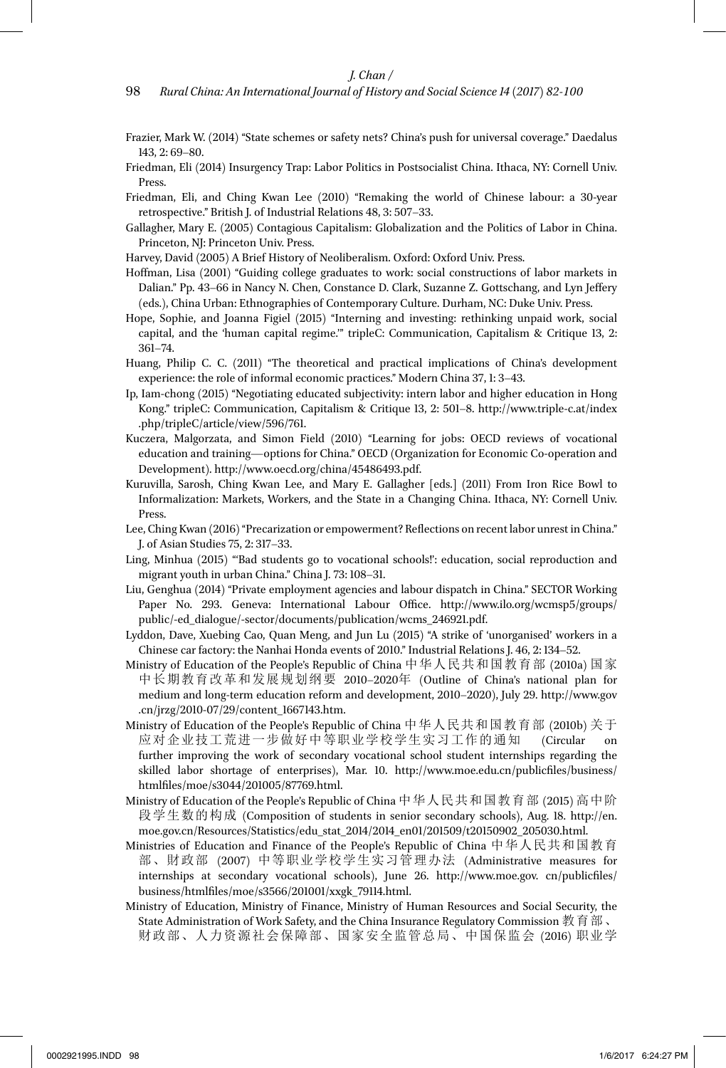Frazier, Mark W. (2014) "State schemes or safety nets? China's push for universal coverage." Daedalus 143, 2: 69–80.

Friedman, Eli (2014) Insurgency Trap: Labor Politics in Postsocialist China. Ithaca, NY: Cornell Univ. Press.

Friedman, Eli, and Ching Kwan Lee (2010) "Remaking the world of Chinese labour: a 30-year retrospective." British J. of Industrial Relations 48, 3: 507–33.

Gallagher, Mary E. (2005) Contagious Capitalism: Globalization and the Politics of Labor in China. Princeton, NJ: Princeton Univ. Press.

Harvey, David (2005) A Brief History of Neoliberalism. Oxford: Oxford Univ. Press.

Hoffman, Lisa (2001) "Guiding college graduates to work: social constructions of labor markets in Dalian." Pp. 43–66 in Nancy N. Chen, Constance D. Clark, Suzanne Z. Gottschang, and Lyn Jeffery (eds.), China Urban: Ethnographies of Contemporary Culture. Durham, NC: Duke Univ. Press.

Hope, Sophie, and Joanna Figiel (2015) "Interning and investing: rethinking unpaid work, social capital, and the 'human capital regime.'" tripleC: Communication, Capitalism & Critique 13, 2: 361–74.

Huang, Philip C. C. (2011) "The theoretical and practical implications of China's development experience: the role of informal economic practices." Modern China 37, 1: 3–43.

Ip, Iam-chong (2015) "Negotiating educated subjectivity: intern labor and higher education in Hong Kong." tripleC: Communication, Capitalism & Critique 13, 2: 501–8. http://www.triple-c.at/index.php/tripleC/article/view/596/761.

Kuczera, Malgorzata, and Simon Field (2010) "Learning for jobs: OECD reviews of vocational education and training—options for China." OECD (Organization for Economic Co-operation and Development). http://www.oecd.org/china/45486493.pdf.

Kuruvilla, Sarosh, Ching Kwan Lee, and Mary E. Gallagher [eds.] (2011) From Iron Rice Bowl to Informalization: Markets, Workers, and the State in a Changing China. Ithaca, NY: Cornell Univ. Press.

Lee, Ching Kwan (2016) "Precarization or empowerment? Reflections on recent labor unrest in China." J. of Asian Studies 75, 2: 317–33.

Ling, Minhua (2015) "'Bad students go to vocational schools!': education, social reproduction and migrant youth in urban China." China J. 73: 108–31.

Liu, Genghua (2014) "Private employment agencies and labour dispatch in China." SECTOR Working Paper No. 293. Geneva: International Labour Office. http://www.ilo.org/wcmsp5/groups/public/-ed_dialogue/-sector/documents/publication/wcms_246921.pdf.

Lyddon, Dave, Xuebing Cao, Quan Meng, and Jun Lu (2015) "A strike of 'unorganised' workers in a Chinese car factory: the Nanhai Honda events of 2010." Industrial Relations J. 46, 2: 134–52.

Ministry of Education of the People's Republic of China 中华人民共和国教育部 (2010a) 国家中长期教育改革和发展规划纲要 2010–2020年 (Outline of China's national plan for medium and long-term education reform and development, 2010–2020), July 29. http://www.gov.cn/jrzg/2010-07/29/content_1667143.htm.

Ministry of Education of the People's Republic of China 中华人民共和国教育部 (2010b) 关于应对企业技工荒进一步做好中等职业学校学生实习工作的通知 (Circular on further improving the work of secondary vocational school student internships regarding the skilled labor shortage of enterprises), Mar. 10. http://www.moe.edu.cn/publicfiles/business/htmlfiles/moe/s3044/201005/87769.html.

Ministry of Education of the People's Republic of China 中华人民共和国教育部 (2015) 高中阶段学生数的构成 (Composition of students in senior secondary schools), Aug. 18. http://en.moe.gov.cn/Resources/Statistics/edu_stat_2014/2014_en01/201509/t20150902_205030.html.

Ministries of Education and Finance of the People's Republic of China 中华人民共和国教育部、财政部 (2007) 中等职业学校学生实习管理办法 (Administrative measures for internships at secondary vocational schools), June 26. http://www.moe.gov.cn/publicfiles/business/htmlfiles/moe/s3566/201001/xxgk_79114.html.

Ministry of Education, Ministry of Finance, Ministry of Human Resources and Social Security, the State Administration of Work Safety, and the China Insurance Regulatory Commission 教育部、财政部、人力资源社会保障部、国家安全监管总局、中国保监会 (2016) 职业学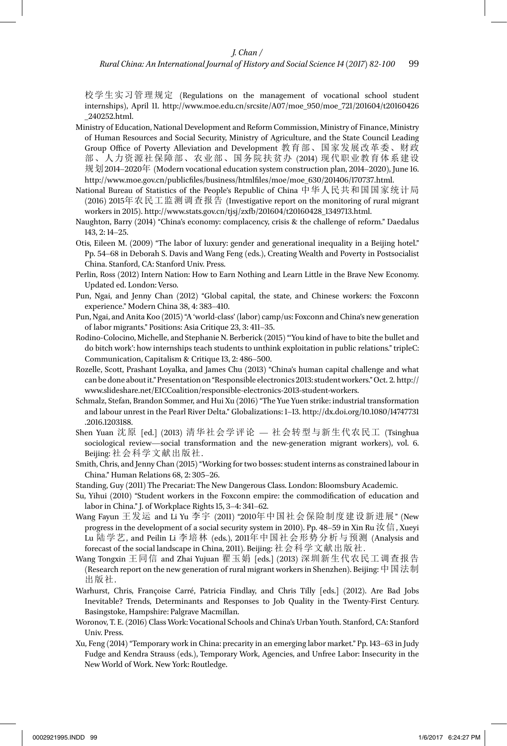校学生实习管理规定 (Regulations on the management of vocational school student internships), April 11. http://www.moe.edu.cn/srcsite/A07/moe_950/moe_721/201604/t20160426_240252.html.

Ministry of Education, National Development and Reform Commission, Ministry of Finance, Ministry of Human Resources and Social Security, Ministry of Agriculture, and the State Council Leading Group Office of Poverty Alleviation and Development 教育部、国家发展改革委、财政部、人力资源社保障部、农业部、国务院扶贫办 (2014) 现代职业教育体系建设规划2014–2020年 (Modern vocational education system construction plan, 2014–2020), June 16. http://www.moe.gov.cn/publicfiles/business/htmlfiles/moe/moe_630/201406/170737.html.

National Bureau of Statistics of the People's Republic of China 中华人民共和国国家统计局 (2016) 2015年农民工监测调查报告 (Investigative report on the monitoring of rural migrant workers in 2015). http://www.stats.gov.cn/tjsj/zxfb/201604/t20160428_1349713.html.

Naughton, Barry (2014) "China's economy: complacency, crisis & the challenge of reform." Daedalus 143, 2: 14–25.

Otis, Eileen M. (2009) "The labor of luxury: gender and generational inequality in a Beijing hotel." Pp. 54–68 in Deborah S. Davis and Wang Feng (eds.), Creating Wealth and Poverty in Postsocialist China. Stanford, CA: Stanford Univ. Press.

Perlin, Ross (2012) Intern Nation: How to Earn Nothing and Learn Little in the Brave New Economy. Updated ed. London: Verso.

Pun, Ngai, and Jenny Chan (2012) "Global capital, the state, and Chinese workers: the Foxconn experience." Modern China 38, 4: 383–410.

Pun, Ngai, and Anita Koo (2015) "A 'world-class' (labor) camp/us: Foxconn and China's new generation of labor migrants." Positions: Asia Critique 23, 3: 411–35.

Rodino-Colocino, Michelle, and Stephanie N. Berberick (2015) "'You kind of have to bite the bullet and do bitch work': how internships teach students to unthink exploitation in public relations." tripleC: Communication, Capitalism & Critique 13, 2: 486–500.

Rozelle, Scott, Prashant Loyalka, and James Chu (2013) "China's human capital challenge and what can be done about it." Presentation on "Responsible electronics 2013: student workers." Oct. 2. http://www.slideshare.net/EICCoalition/responsible-electronics-2013-student-workers.

Schmalz, Stefan, Brandon Sommer, and Hui Xu (2016) "The Yue Yuen strike: industrial transformation and labour unrest in the Pearl River Delta." Globalizations: 1–13. http://dx.doi.org/10.1080/14747731.2016.1203188.

Shen Yuan 沈原 [ed.] (2013) 清华社会学评论 — 社会转型与新生代农民工 (Tsinghua sociological review—social transformation and the new-generation migrant workers), vol. 6. Beijing: 社会科学文献出版社.

Smith, Chris, and Jenny Chan (2015) "Working for two bosses: student interns as constrained labour in China." Human Relations 68, 2: 305–26.

Standing, Guy (2011) The Precariat: The New Dangerous Class. London: Bloomsbury Academic.

Su, Yihui (2010) "Student workers in the Foxconn empire: the commodification of education and labor in China." J. of Workplace Rights 15, 3–4: 341–62.

Wang Fayun 王发运 and Li Yu 李宇 (2011) "2010年中国社会保险制度建设新进展" (New progress in the development of a social security system in 2010). Pp. 48–59 in Xin Ru 汝信, Xueyi Lu 陆学艺, and Peilin Li 李培林 (eds.), 2011年中国社会形势分析与预测 (Analysis and forecast of the social landscape in China, 2011). Beijing: 社会科学文献出版社.

Wang Tongxin 王同信 and Zhai Yujuan 翟玉娟 [eds.] (2013) 深圳新生代农民工调查报告 (Research report on the new generation of rural migrant workers in Shenzhen). Beijing: 中国法制出版社.

Warhurst, Chris, Françoise Carré, Patricia Findlay, and Chris Tilly [eds.] (2012). Are Bad Jobs Inevitable? Trends, Determinants and Responses to Job Quality in the Twenty-First Century. Basingstoke, Hampshire: Palgrave Macmillan.

Woronov, T. E. (2016) Class Work: Vocational Schools and China's Urban Youth. Stanford, CA: Stanford Univ. Press.

Xu, Feng (2014) "Temporary work in China: precarity in an emerging labor market." Pp. 143–63 in Judy Fudge and Kendra Strauss (eds.), Temporary Work, Agencies, and Unfree Labor: Insecurity in the New World of Work. New York: Routledge.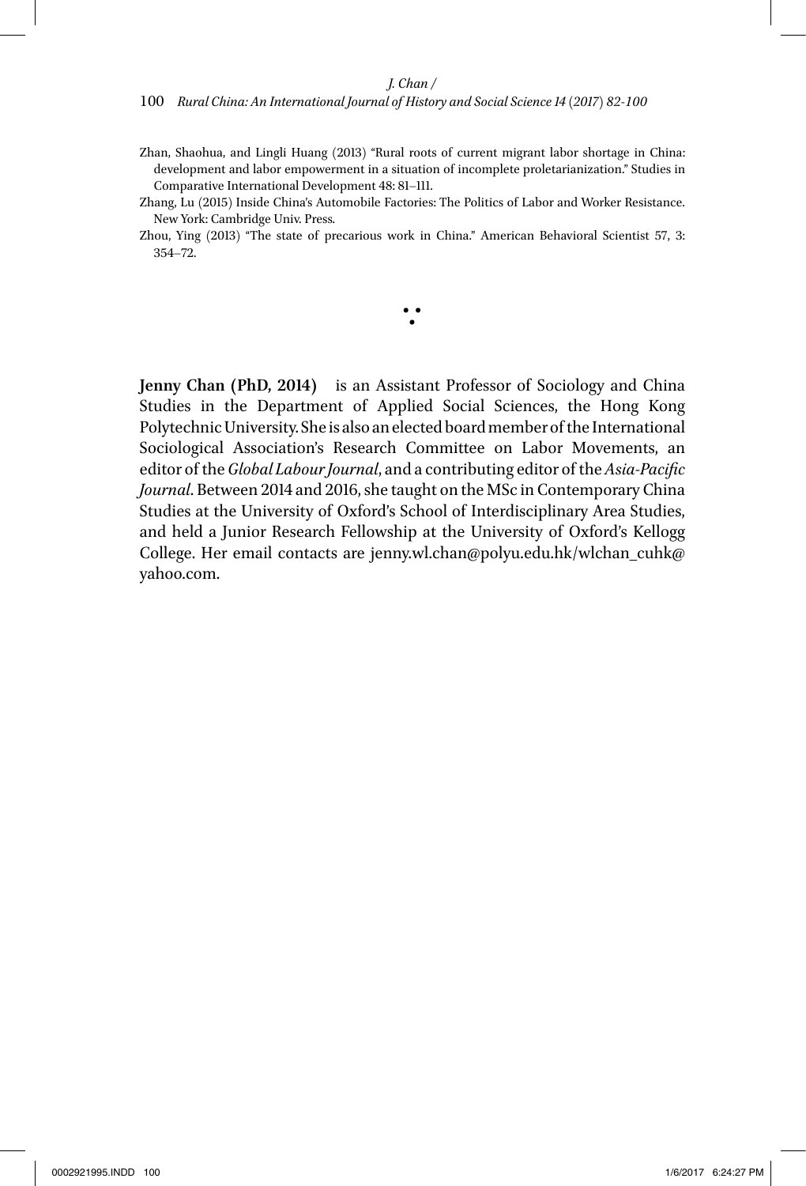Zhan, Shaohua, and Lingli Huang (2013) "Rural roots of current migrant labor shortage in China: development and labor empowerment in a situation of incomplete proletarianization." Studies in Comparative International Development 48: 81–111.

Zhang, Lu (2015) Inside China's Automobile Factories: The Politics of Labor and Worker Resistance. New York: Cambridge Univ. Press.

Zhou, Ying (2013) "The state of precarious work in China." American Behavioral Scientist 57, 3: 354–72.

**Jenny Chan (PhD, 2014)** is an Assistant Professor of Sociology and China Studies in the Department of Applied Social Sciences, the Hong Kong Polytechnic University. She is also an elected board member of the International Sociological Association's Research Committee on Labor Movements, an editor of the *Global Labour Journal*, and a contributing editor of the *Asia-Pacific Journal*. Between 2014 and 2016, she taught on the MSc in Contemporary China Studies at the University of Oxford's School of Interdisciplinary Area Studies, and held a Junior Research Fellowship at the University of Oxford's Kellogg College. Her email contacts are jenny.wl.chan@polyu.edu.hk/wlchan_cuhk@yahoo.com.